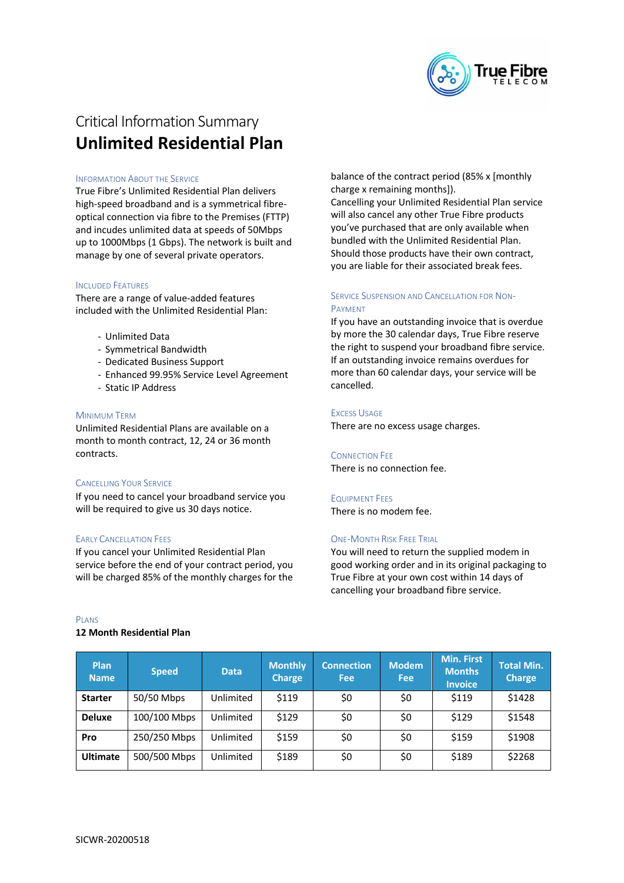# Critical Information Summary

# Unlimited Residential Plan

### Information About the Service

True Fibre's Unlimited Residential Plan delivers high-speed broadband and is a symmetrical fibre-optical connection via fibre to the Premises (FTTP) and incudes unlimited data at speeds of 50Mbps up to 1000Mbps (1 Gbps). The network is built and manage by one of several private operators.

### Included Features

There are a range of value-added features included with the Unlimited Residential Plan:

- Unlimited Data
- Symmetrical Bandwidth
- Dedicated Business Support
- Enhanced 99.95% Service Level Agreement
- Static IP Address

### Minimum Term

Unlimited Residential Plans are available on a month to month contract, 12, 24 or 36 month contracts.

### Cancelling Your Service

If you need to cancel your broadband service you will be required to give us 30 days notice.

### Early Cancellation Fees

If you cancel your Unlimited Residential Plan service before the end of your contract period, you will be charged 85% of the monthly charges for the balance of the contract period (85% x [monthly charge x remaining months]).

Cancelling your Unlimited Residential Plan service will also cancel any other True Fibre products you've purchased that are only available when bundled with the Unlimited Residential Plan. Should those products have their own contract, you are liable for their associated break fees.

### Service Suspension and Cancellation for Non-Payment

If you have an outstanding invoice that is overdue by more the 30 calendar days, True Fibre reserve the right to suspend your broadband fibre service. If an outstanding invoice remains overdues for more than 60 calendar days, your service will be cancelled.

### Excess Usage

There are no excess usage charges.

### Connection Fee

There is no connection fee.

### Equipment Fees

There is no modem fee.

### One-Month Risk Free Trial

You will need to return the supplied modem in good working order and in its original packaging to True Fibre at your own cost within 14 days of cancelling your broadband fibre service.

### Plans

**12 Month Residential Plan**

| Plan Name | Speed | Data | Monthly Charge | Connection Fee | Modem Fee | Min. First Months Invoice | Total Min. Charge |
|---|---|---|---|---|---|---|---|
| **Starter** | 50/50 Mbps | Unlimited | $119 | $0 | $0 | $119 | $1428 |
| **Deluxe** | 100/100 Mbps | Unlimited | $129 | $0 | $0 | $129 | $1548 |
| **Pro** | 250/250 Mbps | Unlimited | $159 | $0 | $0 | $159 | $1908 |
| **Ultimate** | 500/500 Mbps | Unlimited | $189 | $0 | $0 | $189 | $2268 |

SICWR-20200518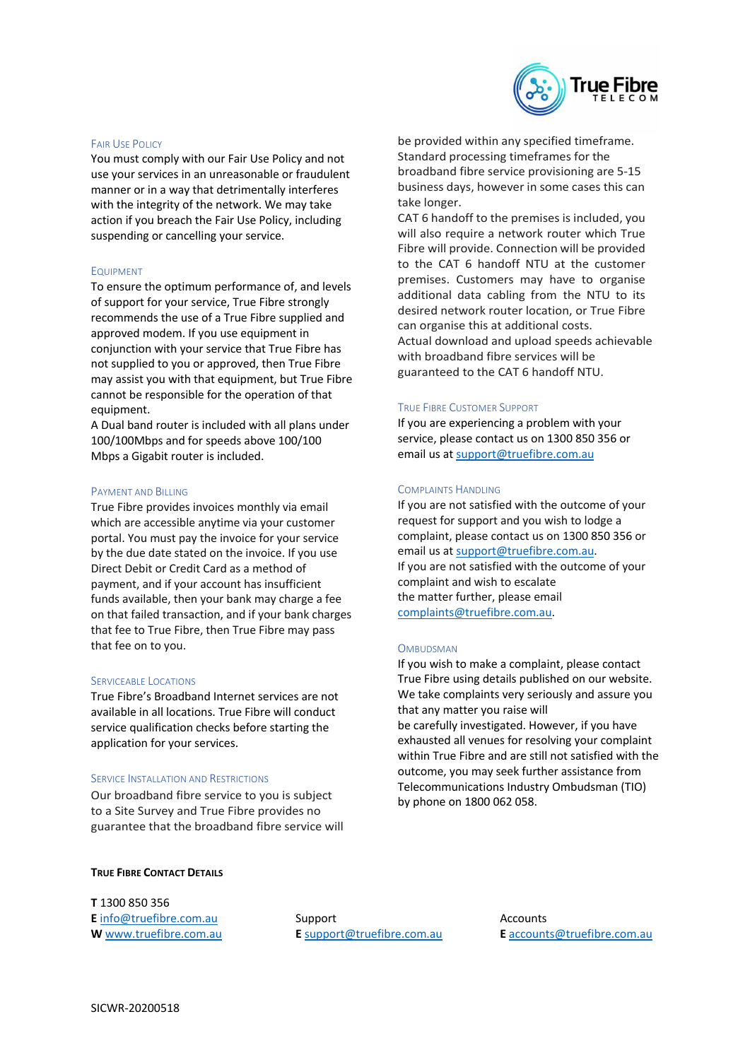## Fair Use Policy

You must comply with our Fair Use Policy and not use your services in an unreasonable or fraudulent manner or in a way that detrimentally interferes with the integrity of the network. We may take action if you breach the Fair Use Policy, including suspending or cancelling your service.

## Equipment

To ensure the optimum performance of, and levels of support for your service, True Fibre strongly recommends the use of a True Fibre supplied and approved modem. If you use equipment in conjunction with your service that True Fibre has not supplied to you or approved, then True Fibre may assist you with that equipment, but True Fibre cannot be responsible for the operation of that equipment.

A Dual band router is included with all plans under 100/100Mbps and for speeds above 100/100 Mbps a Gigabit router is included.

## Payment and Billing

True Fibre provides invoices monthly via email which are accessible anytime via your customer portal. You must pay the invoice for your service by the due date stated on the invoice. If you use Direct Debit or Credit Card as a method of payment, and if your account has insufficient funds available, then your bank may charge a fee on that failed transaction, and if your bank charges that fee to True Fibre, then True Fibre may pass that fee on to you.

## Serviceable Locations

True Fibre's Broadband Internet services are not available in all locations. True Fibre will conduct service qualification checks before starting the application for your services.

## Service Installation and Restrictions

Our broadband fibre service to you is subject to a Site Survey and True Fibre provides no guarantee that the broadband fibre service will be provided within any specified timeframe. Standard processing timeframes for the broadband fibre service provisioning are 5-15 business days, however in some cases this can take longer.

CAT 6 handoff to the premises is included, you will also require a network router which True Fibre will provide. Connection will be provided to the CAT 6 handoff NTU at the customer premises. Customers may have to organise additional data cabling from the NTU to its desired network router location, or True Fibre can organise this at additional costs.

Actual download and upload speeds achievable with broadband fibre services will be guaranteed to the CAT 6 handoff NTU.

## True Fibre Customer Support

If you are experiencing a problem with your service, please contact us on 1300 850 356 or email us at support@truefibre.com.au

## Complaints Handling

If you are not satisfied with the outcome of your request for support and you wish to lodge a complaint, please contact us on 1300 850 356 or email us at support@truefibre.com.au.

If you are not satisfied with the outcome of your complaint and wish to escalate the matter further, please email complaints@truefibre.com.au.

## Ombudsman

If you wish to make a complaint, please contact True Fibre using details published on our website. We take complaints very seriously and assure you that any matter you raise will be carefully investigated. However, if you have exhausted all venues for resolving your complaint within True Fibre and are still not satisfied with the outcome, you may seek further assistance from Telecommunications Industry Ombudsman (TIO) by phone on 1800 062 058.

## True Fibre Contact Details

**T** 1300 850 356
**E** info@truefibre.com.au
**W** www.truefibre.com.au

Support
**E** support@truefibre.com.au

Accounts
**E** accounts@truefibre.com.au

SICWR-20200518